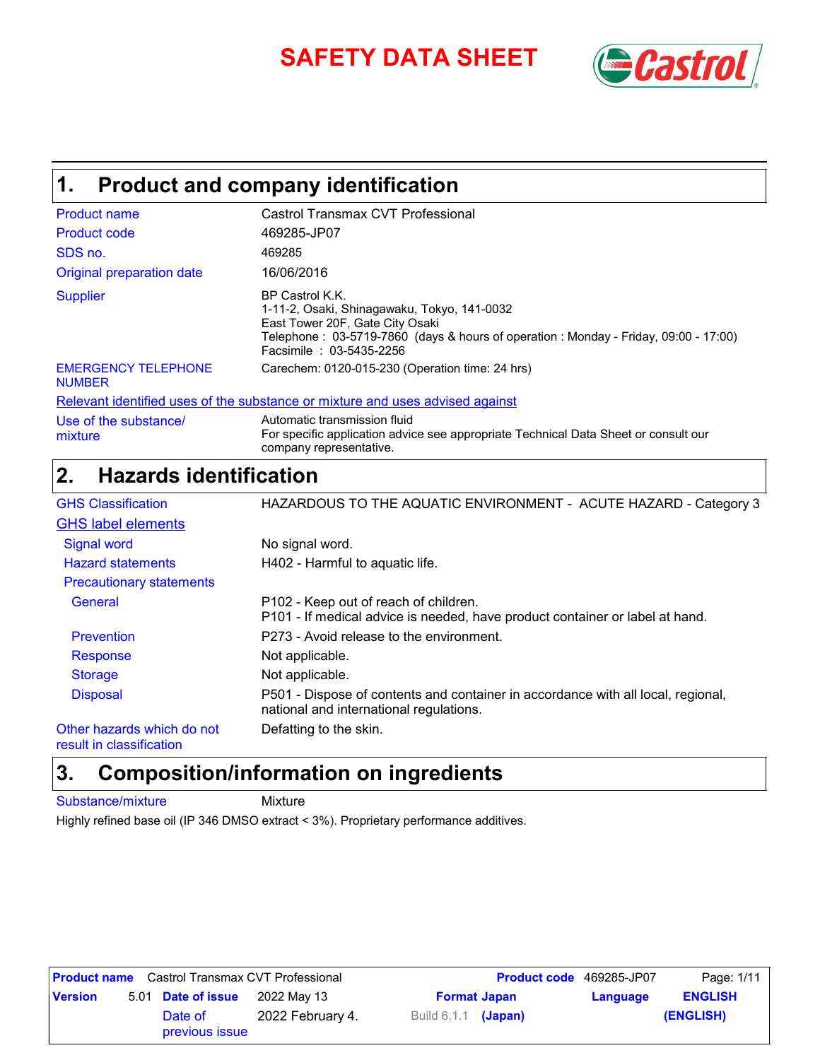# SAFETY DATA SHEET

## 1. Product and company identification

| | |
|---|---|
| Product name | Castrol Transmax CVT Professional |
| Product code | 469285-JP07 |
| SDS no. | 469285 |
| Original preparation date | 16/06/2016 |
| Supplier | BP Castrol K.K.<br>1-11-2, Osaki, Shinagawaku, Tokyo, 141-0032<br>East Tower 20F, Gate City Osaki<br>Telephone : 03-5719-7860 (days & hours of operation : Monday - Friday, 09:00 - 17:00)<br>Facsimile : 03-5435-2256 |
| EMERGENCY TELEPHONE NUMBER | Carechem: 0120-015-230 (Operation time: 24 hrs) |

**Relevant identified uses of the substance or mixture and uses advised against**

| | |
|---|---|
| Use of the substance/ mixture | Automatic transmission fluid<br>For specific application advice see appropriate Technical Data Sheet or consult our company representative. |

## 2. Hazards identification

| | |
|---|---|
| GHS Classification | HAZARDOUS TO THE AQUATIC ENVIRONMENT - ACUTE HAZARD - Category 3 |

**GHS label elements**

| | |
|---|---|
| Signal word | No signal word. |
| Hazard statements | H402 - Harmful to aquatic life. |
| Precautionary statements | |
| General | P102 - Keep out of reach of children.<br>P101 - If medical advice is needed, have product container or label at hand. |
| Prevention | P273 - Avoid release to the environment. |
| Response | Not applicable. |
| Storage | Not applicable. |
| Disposal | P501 - Dispose of contents and container in accordance with all local, regional, national and international regulations. |
| Other hazards which do not result in classification | Defatting to the skin. |

## 3. Composition/information on ingredients

| | |
|---|---|
| Substance/mixture | Mixture |

Highly refined base oil (IP 346 DMSO extract < 3%). Proprietary performance additives.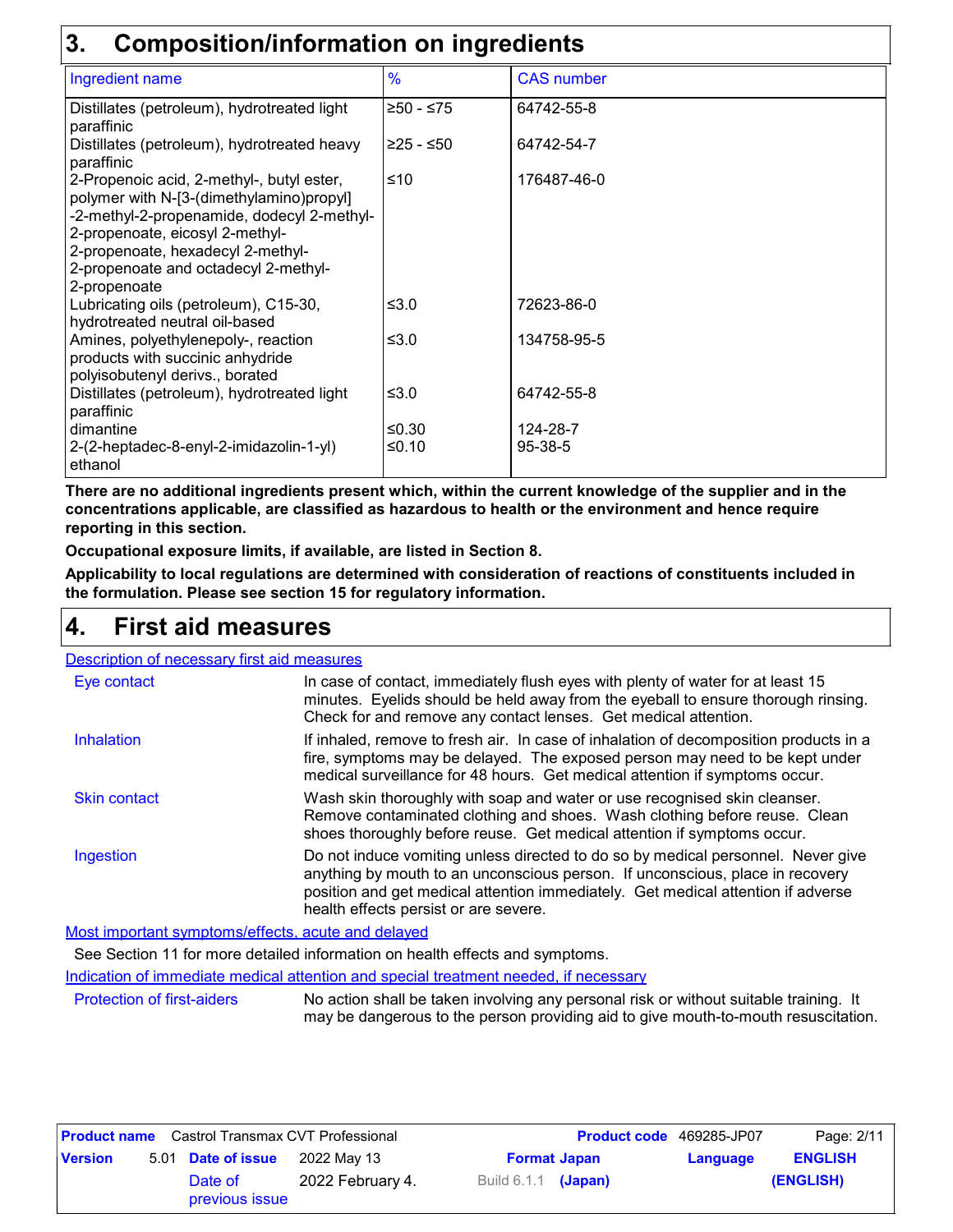## 3. Composition/information on ingredients

| Ingredient name | % | CAS number |
|---|---|---|
| Distillates (petroleum), hydrotreated light paraffinic | ≥50 - ≤75 | 64742-55-8 |
| Distillates (petroleum), hydrotreated heavy paraffinic | ≥25 - ≤50 | 64742-54-7 |
| 2-Propenoic acid, 2-methyl-, butyl ester, polymer with N-[3-(dimethylamino)propyl] -2-methyl-2-propenamide, dodecyl 2-methyl-2-propenoate, eicosyl 2-methyl-2-propenoate, hexadecyl 2-methyl-2-propenoate and octadecyl 2-methyl-2-propenoate | ≤10 | 176487-46-0 |
| Lubricating oils (petroleum), C15-30, hydrotreated neutral oil-based | ≤3.0 | 72623-86-0 |
| Amines, polyethylenepoly-, reaction products with succinic anhydride polyisobutenyl derivs., borated | ≤3.0 | 134758-95-5 |
| Distillates (petroleum), hydrotreated light paraffinic | ≤3.0 | 64742-55-8 |
| dimantine | ≤0.30 | 124-28-7 |
| 2-(2-heptadec-8-enyl-2-imidazolin-1-yl) ethanol | ≤0.10 | 95-38-5 |

**There are no additional ingredients present which, within the current knowledge of the supplier and in the concentrations applicable, are classified as hazardous to health or the environment and hence require reporting in this section.**

**Occupational exposure limits, if available, are listed in Section 8.**

**Applicability to local regulations are determined with consideration of reactions of constituents included in the formulation. Please see section 15 for regulatory information.**

## 4. First aid measures

### Description of necessary first aid measures

**Eye contact** — In case of contact, immediately flush eyes with plenty of water for at least 15 minutes. Eyelids should be held away from the eyeball to ensure thorough rinsing. Check for and remove any contact lenses. Get medical attention.

**Inhalation** — If inhaled, remove to fresh air. In case of inhalation of decomposition products in a fire, symptoms may be delayed. The exposed person may need to be kept under medical surveillance for 48 hours. Get medical attention if symptoms occur.

**Skin contact** — Wash skin thoroughly with soap and water or use recognised skin cleanser. Remove contaminated clothing and shoes. Wash clothing before reuse. Clean shoes thoroughly before reuse. Get medical attention if symptoms occur.

**Ingestion** — Do not induce vomiting unless directed to do so by medical personnel. Never give anything by mouth to an unconscious person. If unconscious, place in recovery position and get medical attention immediately. Get medical attention if adverse health effects persist or are severe.

### Most important symptoms/effects, acute and delayed

See Section 11 for more detailed information on health effects and symptoms.

### Indication of immediate medical attention and special treatment needed, if necessary

**Protection of first-aiders** — No action shall be taken involving any personal risk or without suitable training. It may be dangerous to the person providing aid to give mouth-to-mouth resuscitation.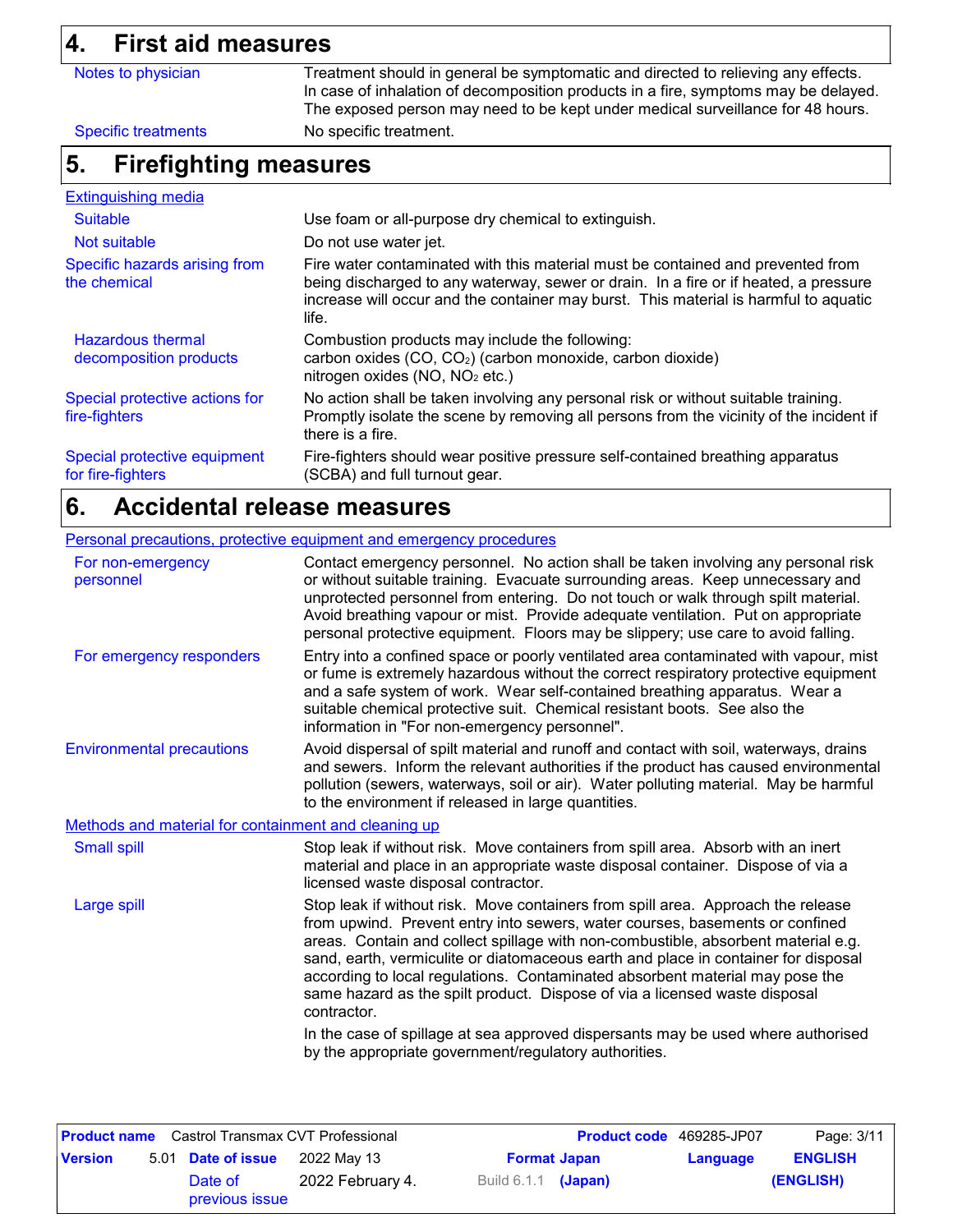## 4. First aid measures

| | |
|---|---|
| Notes to physician | Treatment should in general be symptomatic and directed to relieving any effects. In case of inhalation of decomposition products in a fire, symptoms may be delayed. The exposed person may need to be kept under medical surveillance for 48 hours. |
| Specific treatments | No specific treatment. |

## 5. Firefighting measures

**Extinguishing media**

| | |
|---|---|
| Suitable | Use foam or all-purpose dry chemical to extinguish. |
| Not suitable | Do not use water jet. |
| Specific hazards arising from the chemical | Fire water contaminated with this material must be contained and prevented from being discharged to any waterway, sewer or drain. In a fire or if heated, a pressure increase will occur and the container may burst. This material is harmful to aquatic life. |
| Hazardous thermal decomposition products | Combustion products may include the following:<br>carbon oxides (CO, $CO_2$) (carbon monoxide, carbon dioxide)<br>nitrogen oxides (NO, $NO_2$ etc.) |
| Special protective actions for fire-fighters | No action shall be taken involving any personal risk or without suitable training. Promptly isolate the scene by removing all persons from the vicinity of the incident if there is a fire. |
| Special protective equipment for fire-fighters | Fire-fighters should wear positive pressure self-contained breathing apparatus (SCBA) and full turnout gear. |

## 6. Accidental release measures

**Personal precautions, protective equipment and emergency procedures**

| | |
|---|---|
| For non-emergency personnel | Contact emergency personnel. No action shall be taken involving any personal risk or without suitable training. Evacuate surrounding areas. Keep unnecessary and unprotected personnel from entering. Do not touch or walk through spilt material. Avoid breathing vapour or mist. Provide adequate ventilation. Put on appropriate personal protective equipment. Floors may be slippery; use care to avoid falling. |
| For emergency responders | Entry into a confined space or poorly ventilated area contaminated with vapour, mist or fume is extremely hazardous without the correct respiratory protective equipment and a safe system of work. Wear self-contained breathing apparatus. Wear a suitable chemical protective suit. Chemical resistant boots. See also the information in "For non-emergency personnel". |
| Environmental precautions | Avoid dispersal of spilt material and runoff and contact with soil, waterways, drains and sewers. Inform the relevant authorities if the product has caused environmental pollution (sewers, waterways, soil or air). Water polluting material. May be harmful to the environment if released in large quantities. |

**Methods and material for containment and cleaning up**

| | |
|---|---|
| Small spill | Stop leak if without risk. Move containers from spill area. Absorb with an inert material and place in an appropriate waste disposal container. Dispose of via a licensed waste disposal contractor. |
| Large spill | Stop leak if without risk. Move containers from spill area. Approach the release from upwind. Prevent entry into sewers, water courses, basements or confined areas. Contain and collect spillage with non-combustible, absorbent material e.g. sand, earth, vermiculite or diatomaceous earth and place in container for disposal according to local regulations. Contaminated absorbent material may pose the same hazard as the spilt product. Dispose of via a licensed waste disposal contractor.<br><br>In the case of spillage at sea approved dispersants may be used where authorised by the appropriate government/regulatory authorities. |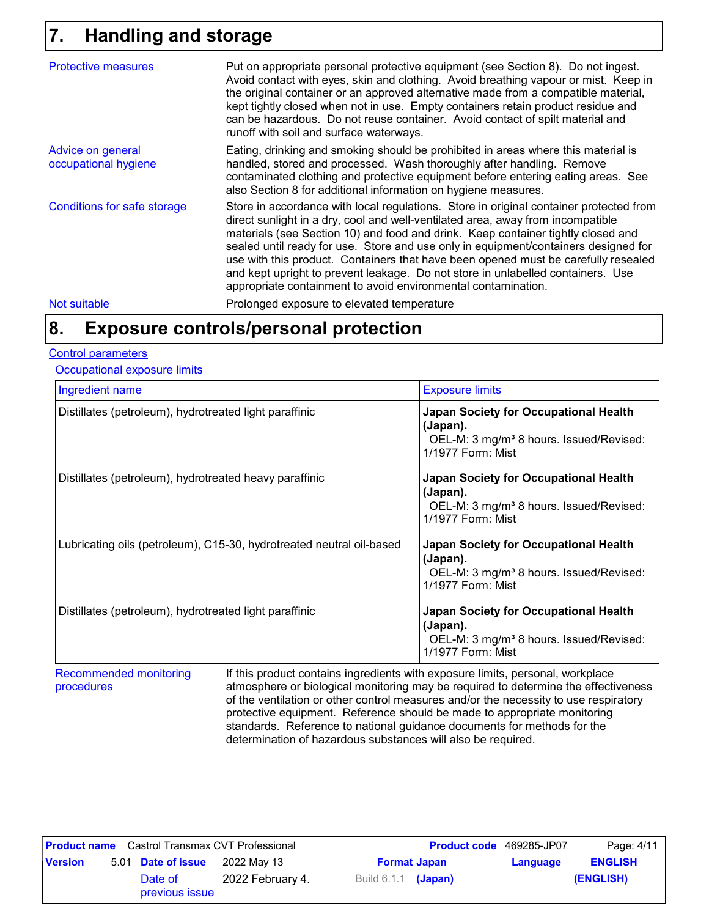## 7. Handling and storage

**Protective measures**

Put on appropriate personal protective equipment (see Section 8). Do not ingest. Avoid contact with eyes, skin and clothing. Avoid breathing vapour or mist. Keep in the original container or an approved alternative made from a compatible material, kept tightly closed when not in use. Empty containers retain product residue and can be hazardous. Do not reuse container. Avoid contact of spilt material and runoff with soil and surface waterways.

**Advice on general occupational hygiene**

Eating, drinking and smoking should be prohibited in areas where this material is handled, stored and processed. Wash thoroughly after handling. Remove contaminated clothing and protective equipment before entering eating areas. See also Section 8 for additional information on hygiene measures.

**Conditions for safe storage**

Store in accordance with local regulations. Store in original container protected from direct sunlight in a dry, cool and well-ventilated area, away from incompatible materials (see Section 10) and food and drink. Keep container tightly closed and sealed until ready for use. Store and use only in equipment/containers designed for use with this product. Containers that have been opened must be carefully resealed and kept upright to prevent leakage. Do not store in unlabelled containers. Use appropriate containment to avoid environmental contamination.

**Not suitable**

Prolonged exposure to elevated temperature

## 8. Exposure controls/personal protection

### Control parameters

#### Occupational exposure limits

| Ingredient name | Exposure limits |
|---|---|
| Distillates (petroleum), hydrotreated light paraffinic | **Japan Society for Occupational Health (Japan).** OEL-M: 3 mg/m³ 8 hours. Issued/Revised: 1/1977 Form: Mist |
| Distillates (petroleum), hydrotreated heavy paraffinic | **Japan Society for Occupational Health (Japan).** OEL-M: 3 mg/m³ 8 hours. Issued/Revised: 1/1977 Form: Mist |
| Lubricating oils (petroleum), C15-30, hydrotreated neutral oil-based | **Japan Society for Occupational Health (Japan).** OEL-M: 3 mg/m³ 8 hours. Issued/Revised: 1/1977 Form: Mist |
| Distillates (petroleum), hydrotreated light paraffinic | **Japan Society for Occupational Health (Japan).** OEL-M: 3 mg/m³ 8 hours. Issued/Revised: 1/1977 Form: Mist |

**Recommended monitoring procedures**

If this product contains ingredients with exposure limits, personal, workplace atmosphere or biological monitoring may be required to determine the effectiveness of the ventilation or other control measures and/or the necessity to use respiratory protective equipment. Reference should be made to appropriate monitoring standards. Reference to national guidance documents for methods for the determination of hazardous substances will also be required.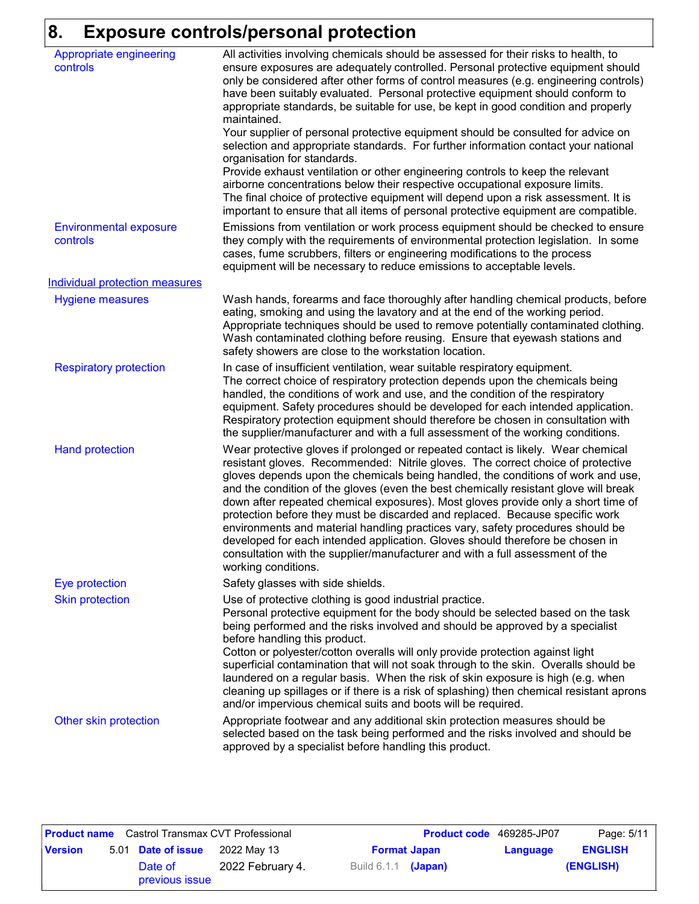# 8. Exposure controls/personal protection

**Appropriate engineering controls**

All activities involving chemicals should be assessed for their risks to health, to ensure exposures are adequately controlled. Personal protective equipment should only be considered after other forms of control measures (e.g. engineering controls) have been suitably evaluated. Personal protective equipment should conform to appropriate standards, be suitable for use, be kept in good condition and properly maintained.
Your supplier of personal protective equipment should be consulted for advice on selection and appropriate standards. For further information contact your national organisation for standards.
Provide exhaust ventilation or other engineering controls to keep the relevant airborne concentrations below their respective occupational exposure limits.
The final choice of protective equipment will depend upon a risk assessment. It is important to ensure that all items of personal protective equipment are compatible.

**Environmental exposure controls**

Emissions from ventilation or work process equipment should be checked to ensure they comply with the requirements of environmental protection legislation. In some cases, fume scrubbers, filters or engineering modifications to the process equipment will be necessary to reduce emissions to acceptable levels.

## Individual protection measures

**Hygiene measures**

Wash hands, forearms and face thoroughly after handling chemical products, before eating, smoking and using the lavatory and at the end of the working period. Appropriate techniques should be used to remove potentially contaminated clothing. Wash contaminated clothing before reusing. Ensure that eyewash stations and safety showers are close to the workstation location.

**Respiratory protection**

In case of insufficient ventilation, wear suitable respiratory equipment.
The correct choice of respiratory protection depends upon the chemicals being handled, the conditions of work and use, and the condition of the respiratory equipment. Safety procedures should be developed for each intended application. Respiratory protection equipment should therefore be chosen in consultation with the supplier/manufacturer and with a full assessment of the working conditions.

**Hand protection**

Wear protective gloves if prolonged or repeated contact is likely. Wear chemical resistant gloves. Recommended: Nitrile gloves. The correct choice of protective gloves depends upon the chemicals being handled, the conditions of work and use, and the condition of the gloves (even the best chemically resistant glove will break down after repeated chemical exposures). Most gloves provide only a short time of protection before they must be discarded and replaced. Because specific work environments and material handling practices vary, safety procedures should be developed for each intended application. Gloves should therefore be chosen in consultation with the supplier/manufacturer and with a full assessment of the working conditions.

**Eye protection**

Safety glasses with side shields.

**Skin protection**

Use of protective clothing is good industrial practice.
Personal protective equipment for the body should be selected based on the task being performed and the risks involved and should be approved by a specialist before handling this product.
Cotton or polyester/cotton overalls will only provide protection against light superficial contamination that will not soak through to the skin. Overalls should be laundered on a regular basis. When the risk of skin exposure is high (e.g. when cleaning up spillages or if there is a risk of splashing) then chemical resistant aprons and/or impervious chemical suits and boots will be required.

**Other skin protection**

Appropriate footwear and any additional skin protection measures should be selected based on the task being performed and the risks involved and should be approved by a specialist before handling this product.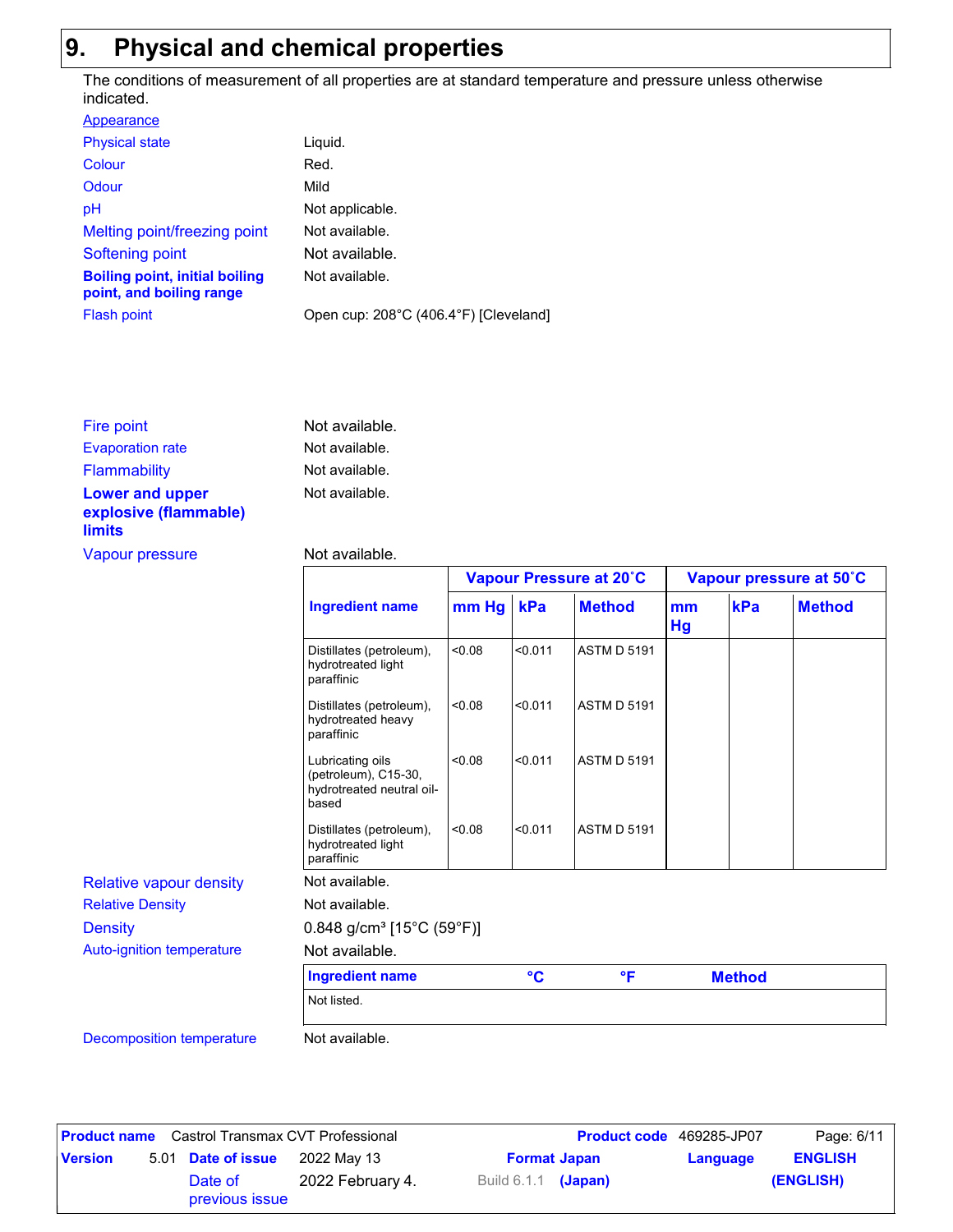# 9. Physical and chemical properties

The conditions of measurement of all properties are at standard temperature and pressure unless otherwise indicated.

**Appearance**

| Property | Value |
|---|---|
| Physical state | Liquid. |
| Colour | Red. |
| Odour | Mild |
| pH | Not applicable. |
| Melting point/freezing point | Not available. |
| Softening point | Not available. |
| **Boiling point, initial boiling point, and boiling range** | Not available. |
| Flash point | Open cup: 208°C (406.4°F) [Cleveland] |
| Fire point | Not available. |
| Evaporation rate | Not available. |
| Flammability | Not available. |
| **Lower and upper explosive (flammable) limits** | Not available. |
| Vapour pressure | Not available. |

| Ingredient name | Vapour Pressure at 20˚C | | | Vapour pressure at 50˚C | | |
|---|---|---|---|---|---|---|
| | mm Hg | kPa | Method | mm Hg | kPa | Method |
| Distillates (petroleum), hydrotreated light paraffinic | <0.08 | <0.011 | ASTM D 5191 | | | |
| Distillates (petroleum), hydrotreated heavy paraffinic | <0.08 | <0.011 | ASTM D 5191 | | | |
| Lubricating oils (petroleum), C15-30, hydrotreated neutral oil-based | <0.08 | <0.011 | ASTM D 5191 | | | |
| Distillates (petroleum), hydrotreated light paraffinic | <0.08 | <0.011 | ASTM D 5191 | | | |

| Property | Value |
|---|---|
| Relative vapour density | Not available. |
| Relative Density | Not available. |
| Density | 0.848 g/cm³ [15°C (59°F)] |
| Auto-ignition temperature | Not available. |

| Ingredient name | °C | °F | Method |
|---|---|---|---|
| Not listed. | | | |

| Property | Value |
|---|---|
| Decomposition temperature | Not available. |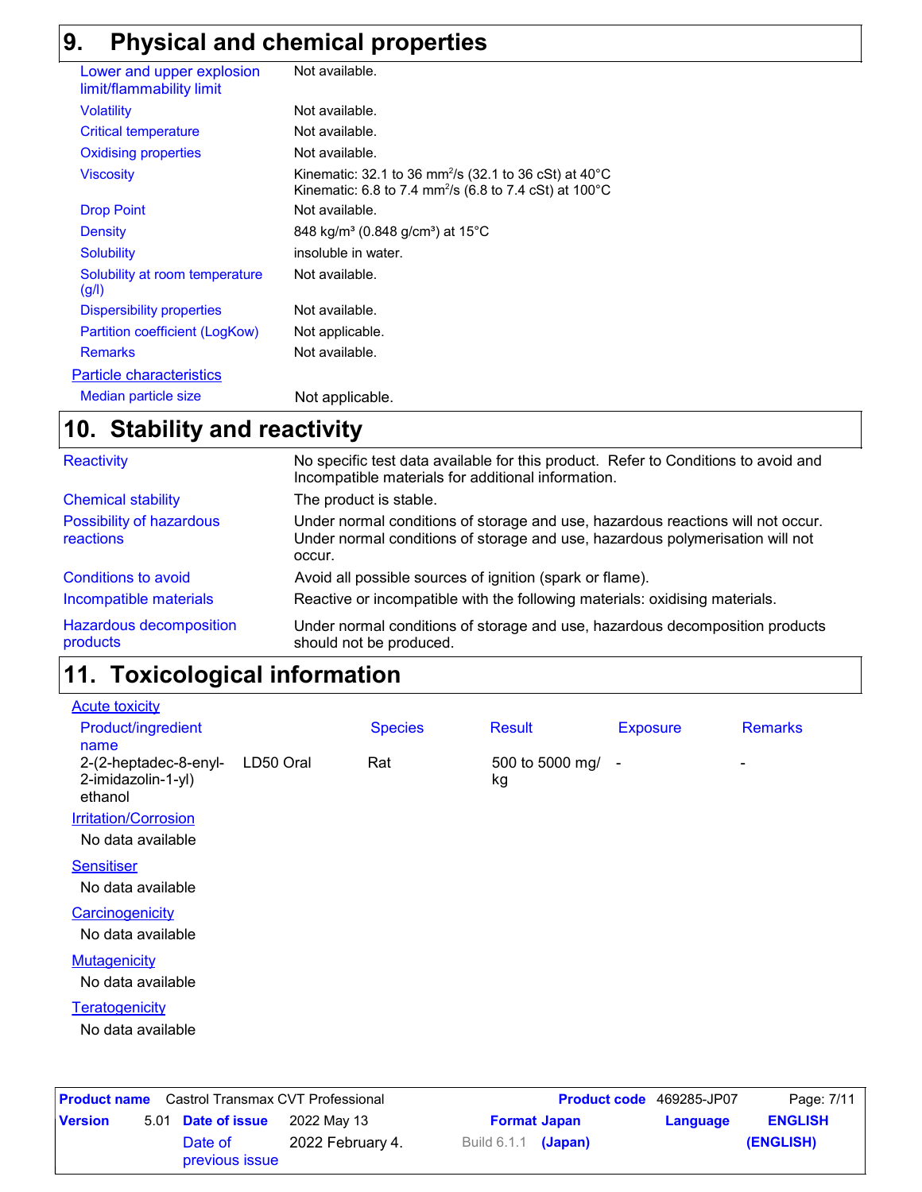## 9. Physical and chemical properties

| | |
|---|---|
| Lower and upper explosion limit/flammability limit | Not available. |
| Volatility | Not available. |
| Critical temperature | Not available. |
| Oxidising properties | Not available. |
| Viscosity | Kinematic: 32.1 to 36 $mm^2/s$ (32.1 to 36 cSt) at 40°C<br>Kinematic: 6.8 to 7.4 $mm^2/s$ (6.8 to 7.4 cSt) at 100°C |
| Drop Point | Not available. |
| Density | 848 $kg/m^3$ (0.848 $g/cm^3$) at 15°C |
| Solubility | insoluble in water. |
| Solubility at room temperature (g/l) | Not available. |
| Dispersibility properties | Not available. |
| Partition coefficient (LogKow) | Not applicable. |
| Remarks | Not available. |

**Particle characteristics**

| | |
|---|---|
| Median particle size | Not applicable. |

## 10. Stability and reactivity

| | |
|---|---|
| Reactivity | No specific test data available for this product. Refer to Conditions to avoid and Incompatible materials for additional information. |
| Chemical stability | The product is stable. |
| Possibility of hazardous reactions | Under normal conditions of storage and use, hazardous reactions will not occur.<br>Under normal conditions of storage and use, hazardous polymerisation will not occur. |
| Conditions to avoid | Avoid all possible sources of ignition (spark or flame). |
| Incompatible materials | Reactive or incompatible with the following materials: oxidising materials. |
| Hazardous decomposition products | Under normal conditions of storage and use, hazardous decomposition products should not be produced. |

## 11. Toxicological information

**Acute toxicity**

| Product/ingredient name | | Species | Result | Exposure | Remarks |
|---|---|---|---|---|---|
| 2-(2-heptadec-8-enyl-2-imidazolin-1-yl) ethanol | LD50 Oral | Rat | 500 to 5000 mg/kg | - | - |

**Irritation/Corrosion**

No data available

**Sensitiser**

No data available

**Carcinogenicity**

No data available

**Mutagenicity**

No data available

**Teratogenicity**

No data available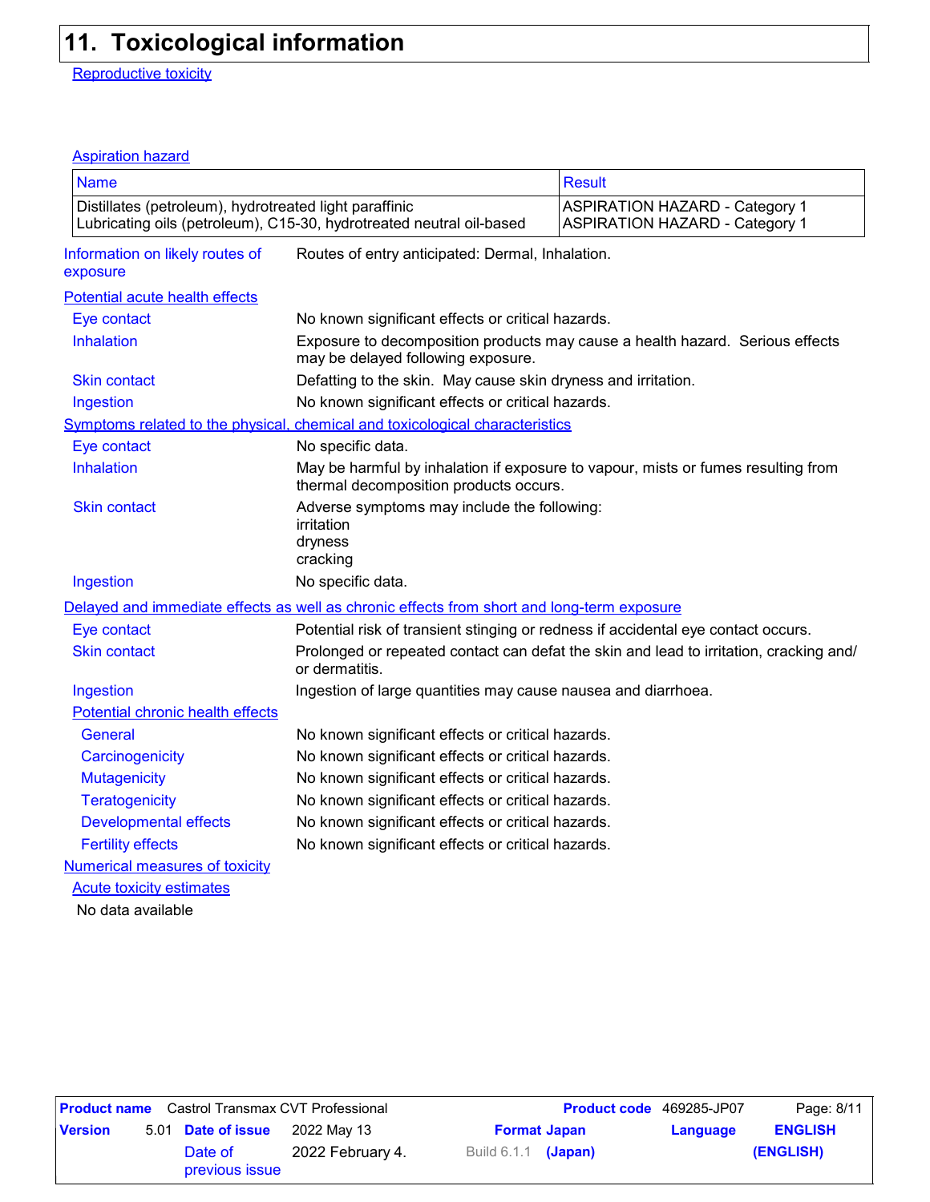## 11. Toxicological information

**Reproductive toxicity**

**Aspiration hazard**

| Name | Result |
| --- | --- |
| Distillates (petroleum), hydrotreated light paraffinic | ASPIRATION HAZARD - Category 1 |
| Lubricating oils (petroleum), C15-30, hydrotreated neutral oil-based | ASPIRATION HAZARD - Category 1 |

**Information on likely routes of exposure**: Routes of entry anticipated: Dermal, Inhalation.

**Potential acute health effects**

- **Eye contact**: No known significant effects or critical hazards.
- **Inhalation**: Exposure to decomposition products may cause a health hazard. Serious effects may be delayed following exposure.
- **Skin contact**: Defatting to the skin. May cause skin dryness and irritation.
- **Ingestion**: No known significant effects or critical hazards.

**Symptoms related to the physical, chemical and toxicological characteristics**

- **Eye contact**: No specific data.
- **Inhalation**: May be harmful by inhalation if exposure to vapour, mists or fumes resulting from thermal decomposition products occurs.
- **Skin contact**: Adverse symptoms may include the following:
  irritation
  dryness
  cracking
- **Ingestion**: No specific data.

**Delayed and immediate effects as well as chronic effects from short and long-term exposure**

- **Eye contact**: Potential risk of transient stinging or redness if accidental eye contact occurs.
- **Skin contact**: Prolonged or repeated contact can defat the skin and lead to irritation, cracking and/or dermatitis.
- **Ingestion**: Ingestion of large quantities may cause nausea and diarrhoea.

**Potential chronic health effects**

- **General**: No known significant effects or critical hazards.
- **Carcinogenicity**: No known significant effects or critical hazards.
- **Mutagenicity**: No known significant effects or critical hazards.
- **Teratogenicity**: No known significant effects or critical hazards.
- **Developmental effects**: No known significant effects or critical hazards.
- **Fertility effects**: No known significant effects or critical hazards.

**Numerical measures of toxicity**

**Acute toxicity estimates**

No data available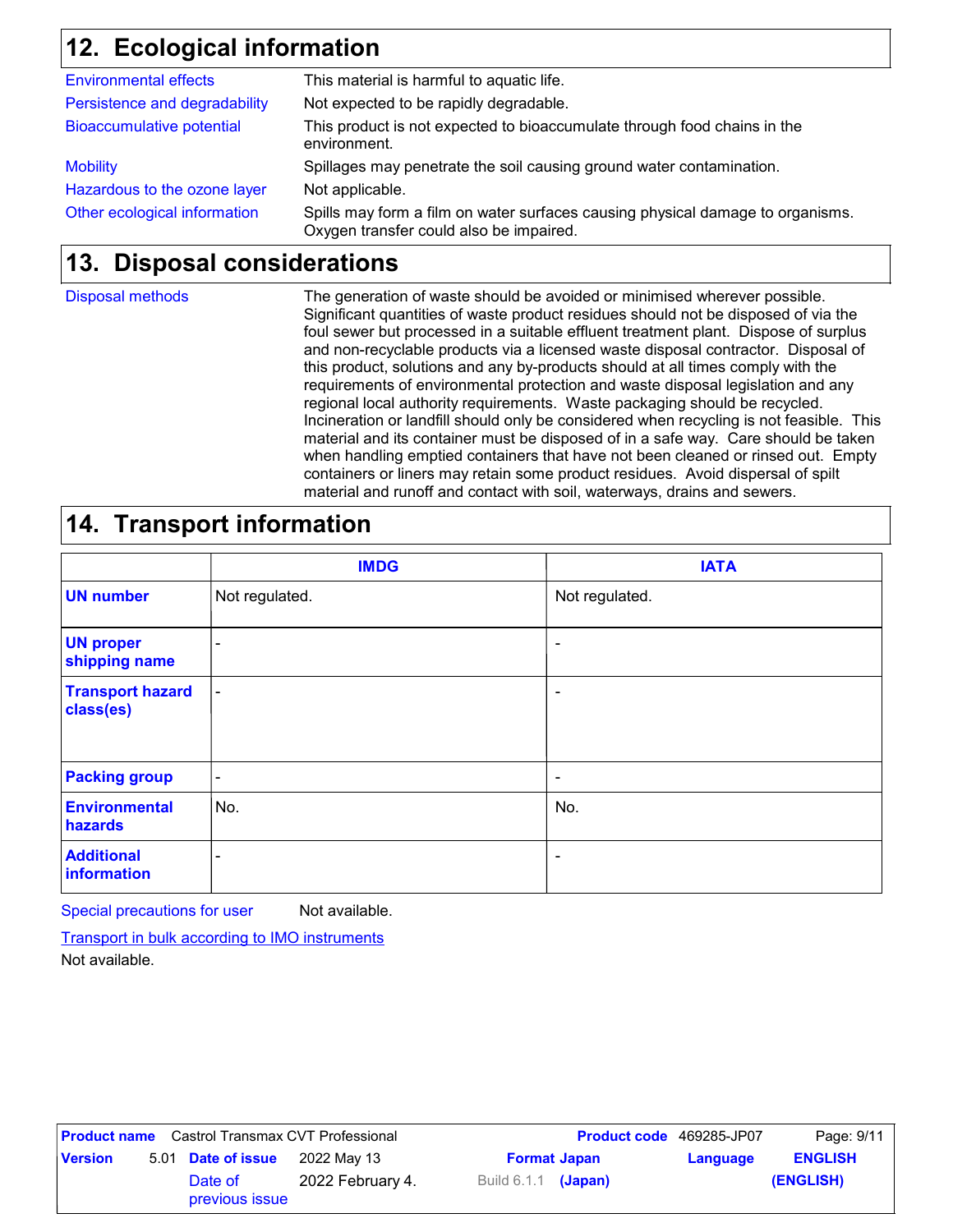## 12. Ecological information

| | |
|---|---|
| Environmental effects | This material is harmful to aquatic life. |
| Persistence and degradability | Not expected to be rapidly degradable. |
| Bioaccumulative potential | This product is not expected to bioaccumulate through food chains in the environment. |
| Mobility | Spillages may penetrate the soil causing ground water contamination. |
| Hazardous to the ozone layer | Not applicable. |
| Other ecological information | Spills may form a film on water surfaces causing physical damage to organisms. Oxygen transfer could also be impaired. |

## 13. Disposal considerations

**Disposal methods**

The generation of waste should be avoided or minimised wherever possible. Significant quantities of waste product residues should not be disposed of via the foul sewer but processed in a suitable effluent treatment plant. Dispose of surplus and non-recyclable products via a licensed waste disposal contractor. Disposal of this product, solutions and any by-products should at all times comply with the requirements of environmental protection and waste disposal legislation and any regional local authority requirements. Waste packaging should be recycled. Incineration or landfill should only be considered when recycling is not feasible. This material and its container must be disposed of in a safe way. Care should be taken when handling emptied containers that have not been cleaned or rinsed out. Empty containers or liners may retain some product residues. Avoid dispersal of spilt material and runoff and contact with soil, waterways, drains and sewers.

## 14. Transport information

| | IMDG | IATA |
|---|---|---|
| **UN number** | Not regulated. | Not regulated. |
| **UN proper shipping name** | - | - |
| **Transport hazard class(es)** | - | - |
| **Packing group** | - | - |
| **Environmental hazards** | No. | No. |
| **Additional information** | - | - |

Special precautions for user: Not available.

Transport in bulk according to IMO instruments

Not available.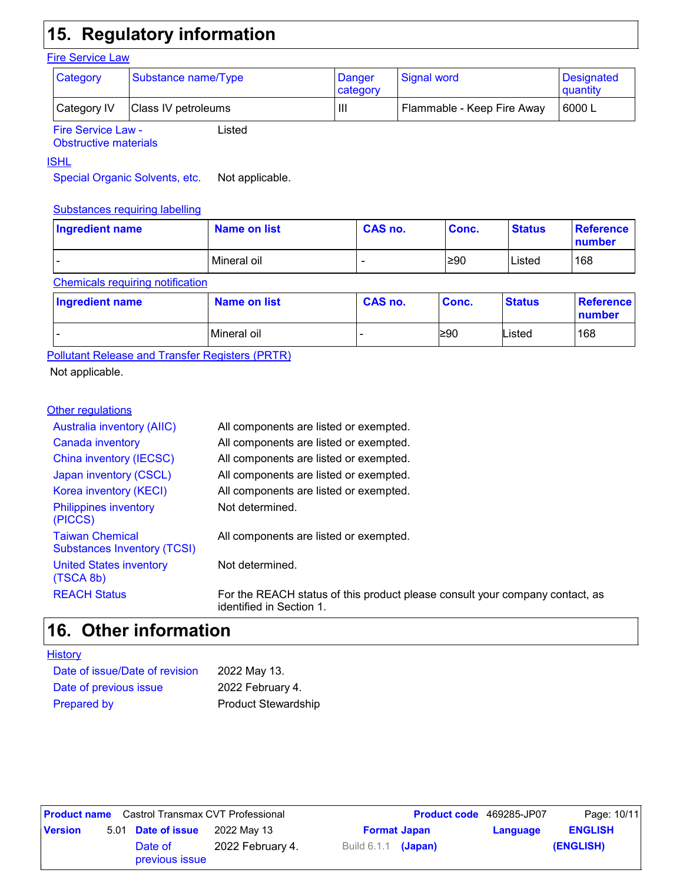## 15. Regulatory information

### Fire Service Law

| Category | Substance name/Type | Danger category | Signal word | Designated quantity |
|---|---|---|---|---|
| Category IV | Class IV petroleums | III | Flammable - Keep Fire Away | 6000 L |

Fire Service Law - Obstructive materials: Listed

### ISHL

Special Organic Solvents, etc.: Not applicable.

#### Substances requiring labelling

| Ingredient name | Name on list | CAS no. | Conc. | Status | Reference number |
|---|---|---|---|---|---|
| - | Mineral oil | - | ≥90 | Listed | 168 |

#### Chemicals requiring notification

| Ingredient name | Name on list | CAS no. | Conc. | Status | Reference number |
|---|---|---|---|---|---|
| - | Mineral oil | - | ≥90 | Listed | 168 |

### Pollutant Release and Transfer Registers (PRTR)

Not applicable.

### Other regulations

| | |
|---|---|
| Australia inventory (AIIC) | All components are listed or exempted. |
| Canada inventory | All components are listed or exempted. |
| China inventory (IECSC) | All components are listed or exempted. |
| Japan inventory (CSCL) | All components are listed or exempted. |
| Korea inventory (KECI) | All components are listed or exempted. |
| Philippines inventory (PICCS) | Not determined. |
| Taiwan Chemical Substances Inventory (TCSI) | All components are listed or exempted. |
| United States inventory (TSCA 8b) | Not determined. |
| REACH Status | For the REACH status of this product please consult your company contact, as identified in Section 1. |

## 16. Other information

### History

| | |
|---|---|
| Date of issue/Date of revision | 2022 May 13. |
| Date of previous issue | 2022 February 4. |
| Prepared by | Product Stewardship |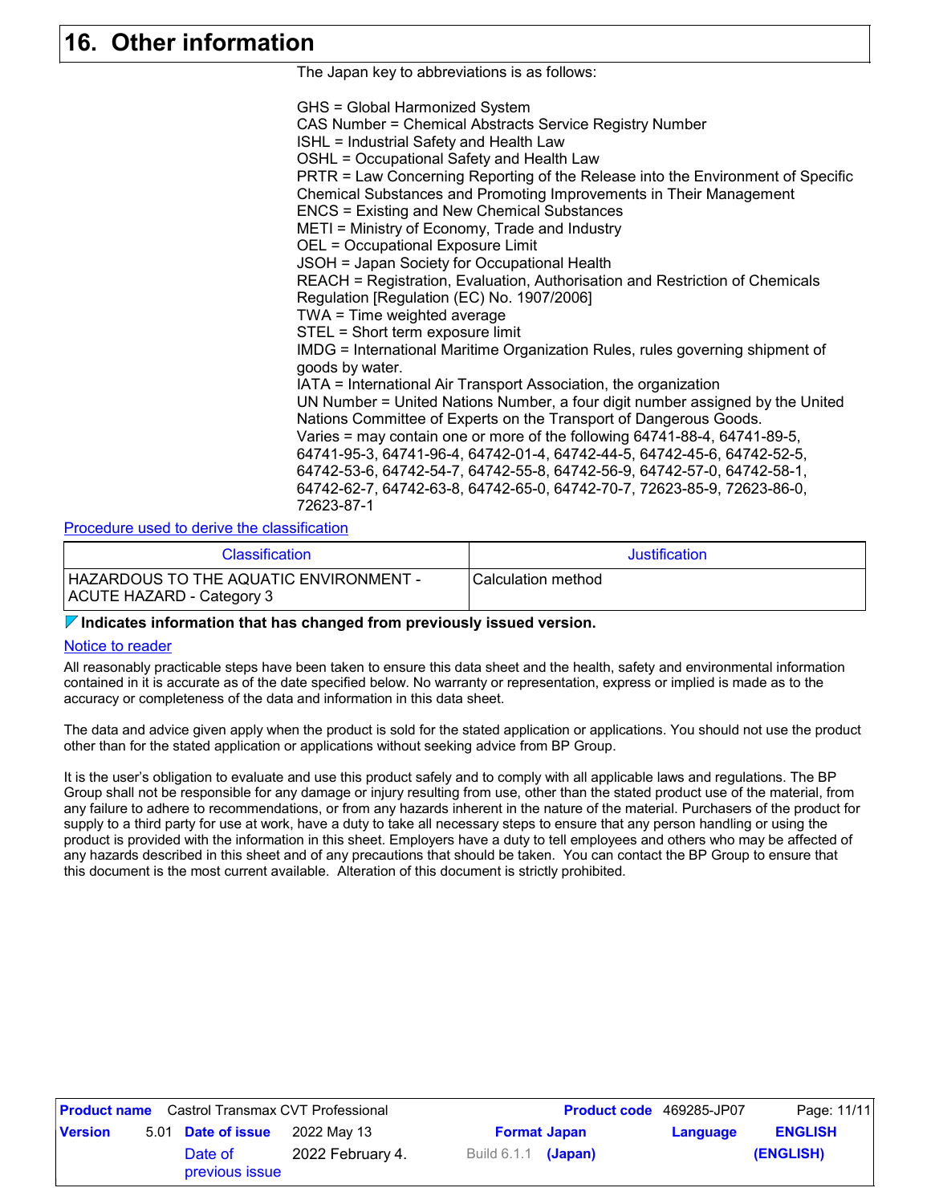## 16. Other information

The Japan key to abbreviations is as follows:

GHS = Global Harmonized System
CAS Number = Chemical Abstracts Service Registry Number
ISHL = Industrial Safety and Health Law
OSHL = Occupational Safety and Health Law
PRTR = Law Concerning Reporting of the Release into the Environment of Specific Chemical Substances and Promoting Improvements in Their Management
ENCS = Existing and New Chemical Substances
METI = Ministry of Economy, Trade and Industry
OEL = Occupational Exposure Limit
JSOH = Japan Society for Occupational Health
REACH = Registration, Evaluation, Authorisation and Restriction of Chemicals Regulation [Regulation (EC) No. 1907/2006]
TWA = Time weighted average
STEL = Short term exposure limit
IMDG = International Maritime Organization Rules, rules governing shipment of goods by water.
IATA = International Air Transport Association, the organization
UN Number = United Nations Number, a four digit number assigned by the United Nations Committee of Experts on the Transport of Dangerous Goods.
Varies = may contain one or more of the following 64741-88-4, 64741-89-5, 64741-95-3, 64741-96-4, 64742-01-4, 64742-44-5, 64742-45-6, 64742-52-5, 64742-53-6, 64742-54-7, 64742-55-8, 64742-56-9, 64742-57-0, 64742-58-1, 64742-62-7, 64742-63-8, 64742-65-0, 64742-70-7, 72623-85-9, 72623-86-0, 72623-87-1

**Procedure used to derive the classification**

| Classification | Justification |
| --- | --- |
| HAZARDOUS TO THE AQUATIC ENVIRONMENT - ACUTE HAZARD - Category 3 | Calculation method |

**Indicates information that has changed from previously issued version.**

**Notice to reader**

All reasonably practicable steps have been taken to ensure this data sheet and the health, safety and environmental information contained in it is accurate as of the date specified below. No warranty or representation, express or implied is made as to the accuracy or completeness of the data and information in this data sheet.

The data and advice given apply when the product is sold for the stated application or applications. You should not use the product other than for the stated application or applications without seeking advice from BP Group.

It is the user's obligation to evaluate and use this product safely and to comply with all applicable laws and regulations. The BP Group shall not be responsible for any damage or injury resulting from use, other than the stated product use of the material, from any failure to adhere to recommendations, or from any hazards inherent in the nature of the material. Purchasers of the product for supply to a third party for use at work, have a duty to take all necessary steps to ensure that any person handling or using the product is provided with the information in this sheet. Employers have a duty to tell employees and others who may be affected of any hazards described in this sheet and of any precautions that should be taken. You can contact the BP Group to ensure that this document is the most current available. Alteration of this document is strictly prohibited.

| | | | | | |
| --- | --- | --- | --- | --- | --- |
| **Product name** | Castrol Transmax CVT Professional | **Product code** | 469285-JP07 | | |
| **Version** | 5.01 | **Date of issue** | 2022 May 13 | **Format Japan** | **Language** ENGLISH |
| | | Date of previous issue | 2022 February 4. | Build 6.1.1 (Japan) | (ENGLISH) |